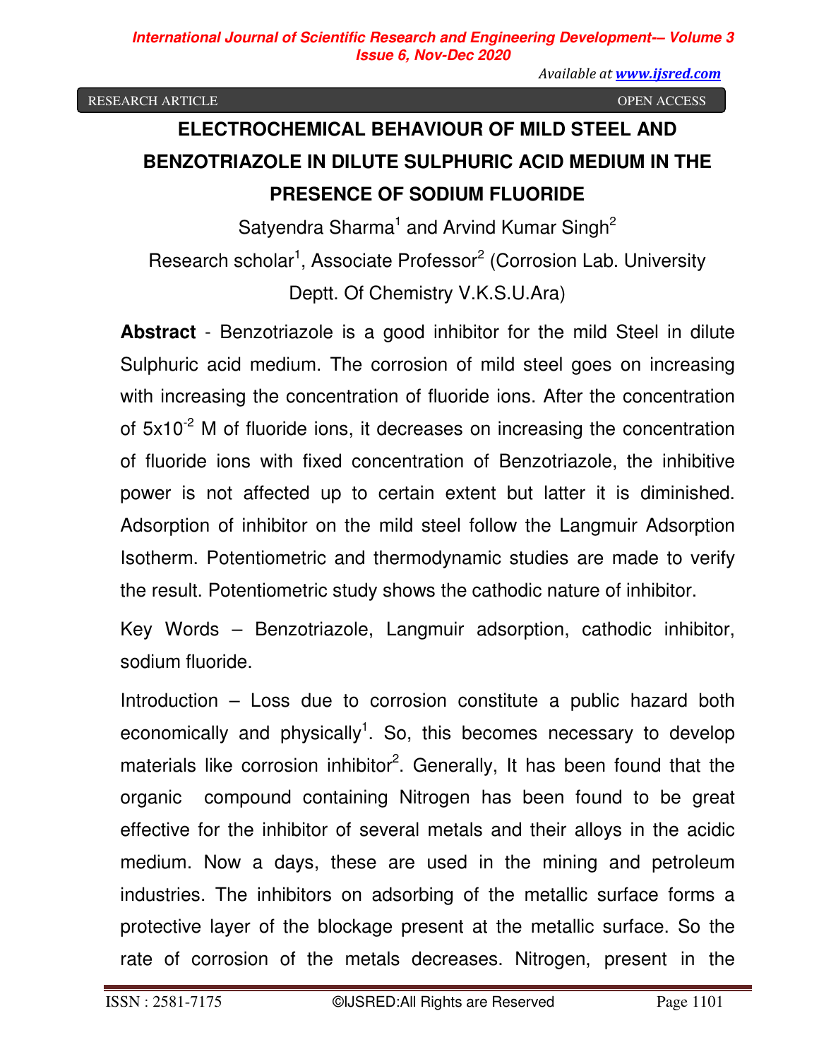RESEARCH ARTICLE OPEN ACCESS

# ELECTROCHEMICAL BEHAVIOUR OF MILD STEEL AND BENZOTRIAZOLE IN DILUTE SULPHURIC ACID MEDIUM IN THE PRESENCE OF SODIUM FLUORIDE

Satyendra Sharma[1] and Arvind Kumar Singh[2]

Research scholar[1], Associate Professor[2] (Corrosion Lab. University Deptt. Of Chemistry V.K.S.U.Ara)

**Abstract** - Benzotriazole is a good inhibitor for the mild Steel in dilute Sulphuric acid medium. The corrosion of mild steel goes on increasing with increasing the concentration of fluoride ions. After the concentration of $5x10^{-2}$ M of fluoride ions, it decreases on increasing the concentration of fluoride ions with fixed concentration of Benzotriazole, the inhibitive power is not affected up to certain extent but latter it is diminished. Adsorption of inhibitor on the mild steel follow the Langmuir Adsorption Isotherm. Potentiometric and thermodynamic studies are made to verify the result. Potentiometric study shows the cathodic nature of inhibitor.

Key Words – Benzotriazole, Langmuir adsorption, cathodic inhibitor, sodium fluoride.

Introduction – Loss due to corrosion constitute a public hazard both economically and physically[1]. So, this becomes necessary to develop materials like corrosion inhibitor[2]. Generally, It has been found that the organic compound containing Nitrogen has been found to be great effective for the inhibitor of several metals and their alloys in the acidic medium. Now a days, these are used in the mining and petroleum industries. The inhibitors on adsorbing of the metallic surface forms a protective layer of the blockage present at the metallic surface. So the rate of corrosion of the metals decreases. Nitrogen, present in the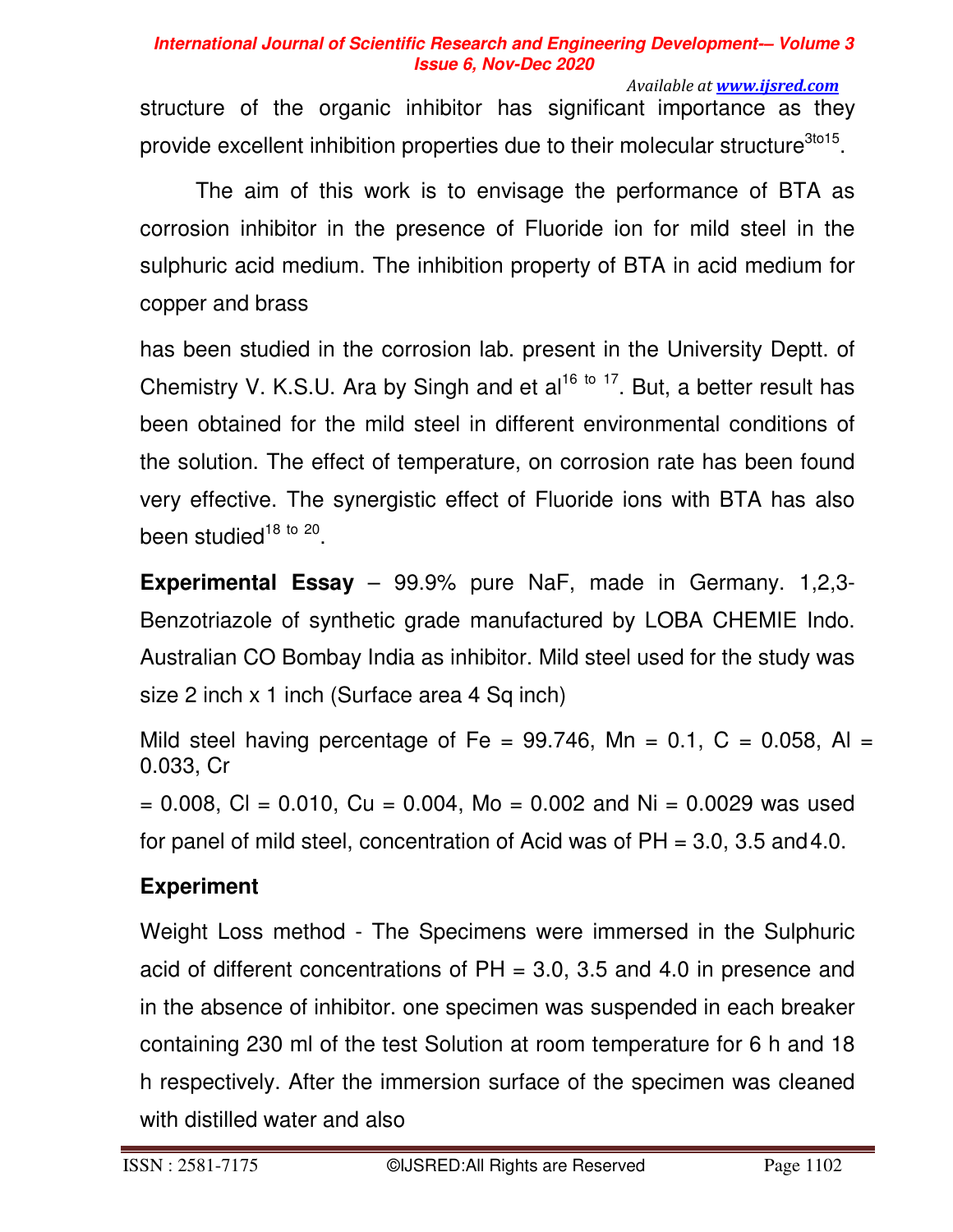structure of the organic inhibitor has significant importance as they provide excellent inhibition properties due to their molecular structure[3to15].

The aim of this work is to envisage the performance of BTA as corrosion inhibitor in the presence of Fluoride ion for mild steel in the sulphuric acid medium. The inhibition property of BTA in acid medium for copper and brass

has been studied in the corrosion lab. present in the University Deptt. of Chemistry V. K.S.U. Ara by Singh and et al[16 to 17]. But, a better result has been obtained for the mild steel in different environmental conditions of the solution. The effect of temperature, on corrosion rate has been found very effective. The synergistic effect of Fluoride ions with BTA has also been studied[18 to 20].

**Experimental Essay** – 99.9% pure NaF, made in Germany. 1,2,3-Benzotriazole of synthetic grade manufactured by LOBA CHEMIE Indo. Australian CO Bombay India as inhibitor. Mild steel used for the study was size 2 inch x 1 inch (Surface area 4 Sq inch)

Mild steel having percentage of Fe = 99.746, Mn = 0.1, C = 0.058, Al = 0.033, Cr = 0.008, Cl = 0.010, Cu = 0.004, Mo = 0.002 and Ni = 0.0029 was used for panel of mild steel, concentration of Acid was of PH = 3.0, 3.5 and 4.0.

## Experiment

Weight Loss method - The Specimens were immersed in the Sulphuric acid of different concentrations of PH = 3.0, 3.5 and 4.0 in presence and in the absence of inhibitor. one specimen was suspended in each breaker containing 230 ml of the test Solution at room temperature for 6 h and 18 h respectively. After the immersion surface of the specimen was cleaned with distilled water and also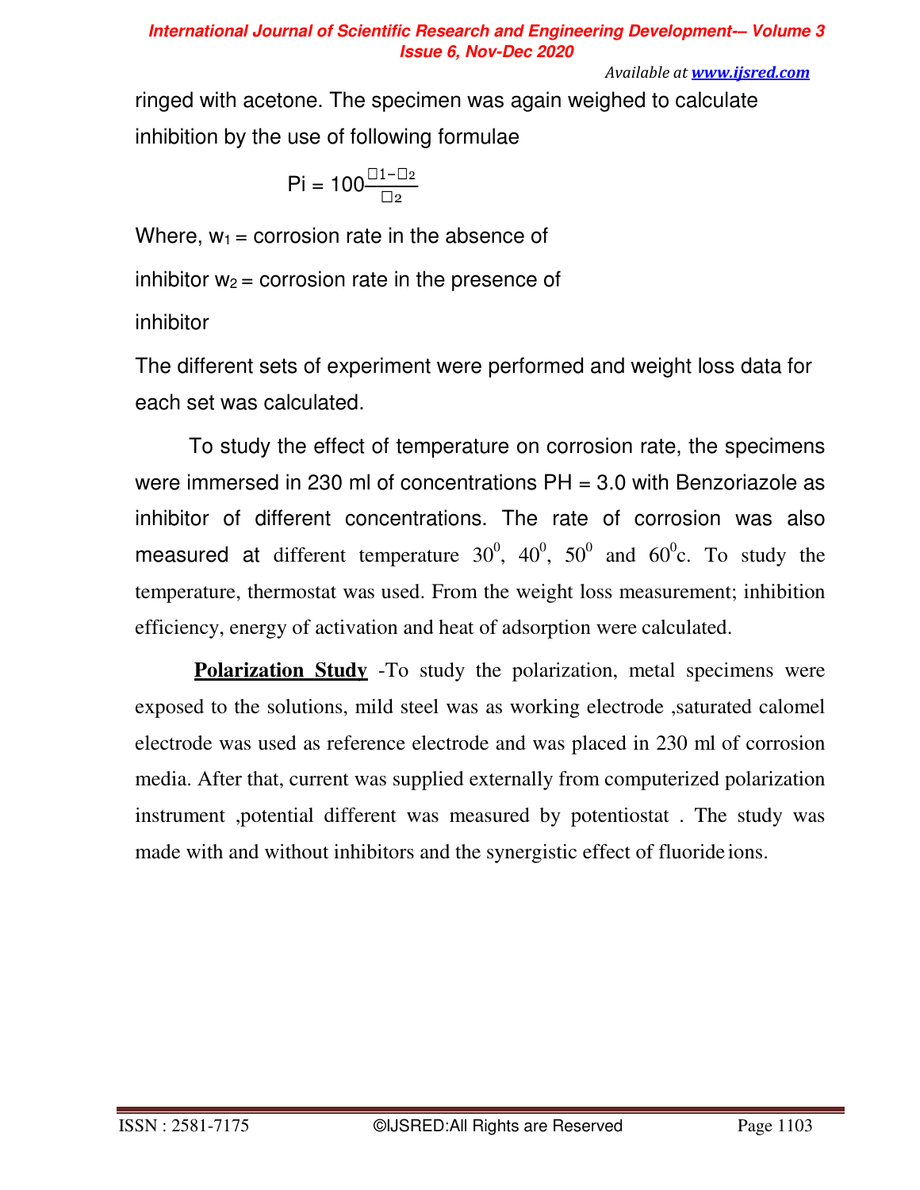ringed with acetone. The specimen was again weighed to calculate inhibition by the use of following formulae

$$Pi = 100\frac{w_1 - w_2}{w_2}$$

Where, $w_1$ = corrosion rate in the absence of inhibitor $w_2$ = corrosion rate in the presence of inhibitor

The different sets of experiment were performed and weight loss data for each set was calculated.

To study the effect of temperature on corrosion rate, the specimens were immersed in 230 ml of concentrations PH = 3.0 with Benzoriazole as inhibitor of different concentrations. The rate of corrosion was also measured at different temperature $30^0$, $40^0$, $50^0$ and $60^0$c. To study the temperature, thermostat was used. From the weight loss measurement; inhibition efficiency, energy of activation and heat of adsorption were calculated.

**Polarization Study** -To study the polarization, metal specimens were exposed to the solutions, mild steel was as working electrode ,saturated calomel electrode was used as reference electrode and was placed in 230 ml of corrosion media. After that, current was supplied externally from computerized polarization instrument ,potential different was measured by potentiostat . The study was made with and without inhibitors and the synergistic effect of fluoride ions.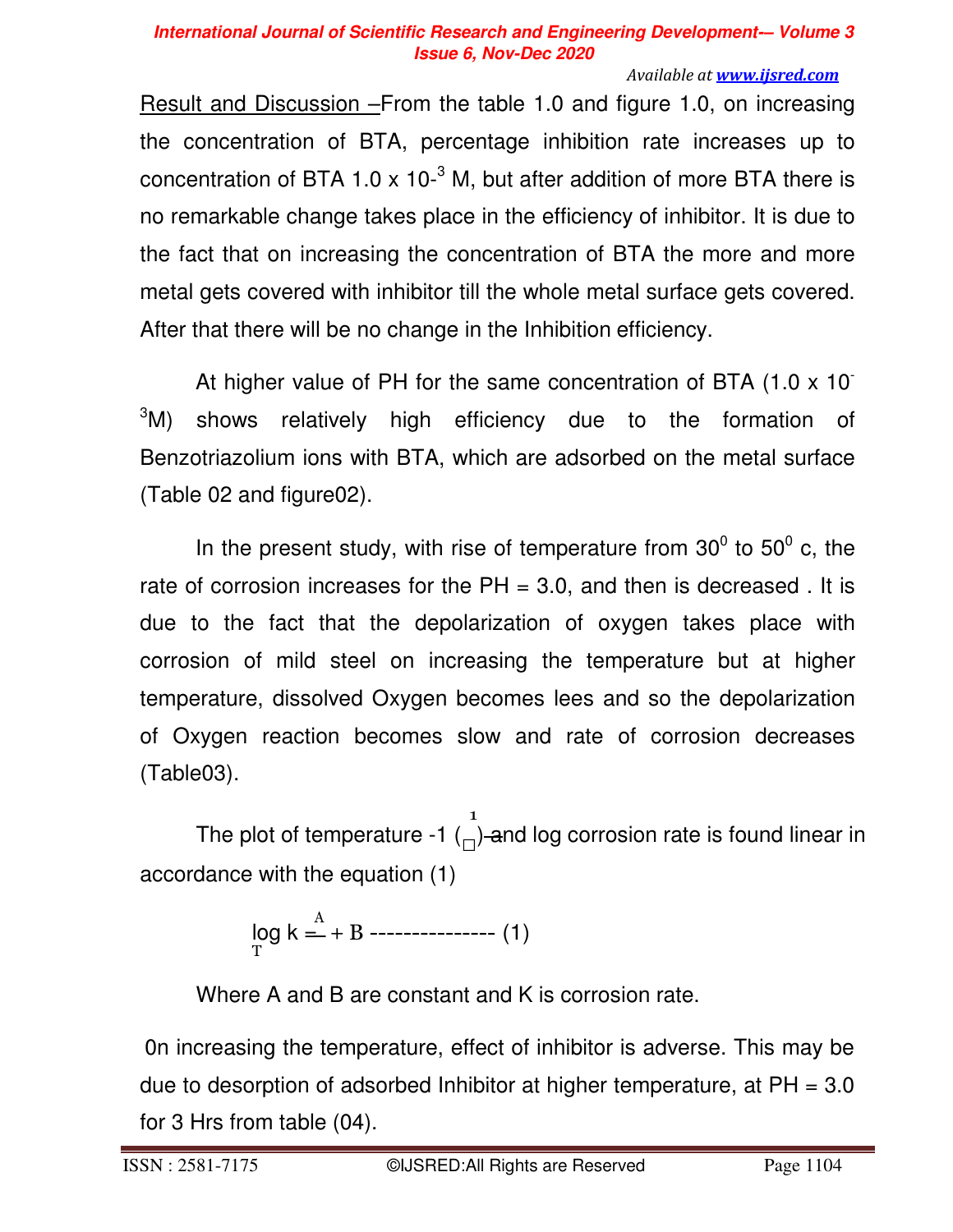Result and Discussion –From the table 1.0 and figure 1.0, on increasing the concentration of BTA, percentage inhibition rate increases up to concentration of BTA $1.0 \times 10^{-3}$ M, but after addition of more BTA there is no remarkable change takes place in the efficiency of inhibitor. It is due to the fact that on increasing the concentration of BTA the more and more metal gets covered with inhibitor till the whole metal surface gets covered. After that there will be no change in the Inhibition efficiency.

At higher value of PH for the same concentration of BTA ($1.0 \times 10^{-3}$M) shows relatively high efficiency due to the formation of Benzotriazolium ions with BTA, which are adsorbed on the metal surface (Table 02 and figure02).

In the present study, with rise of temperature from $30^0$ to $50^0$ c, the rate of corrosion increases for the PH = 3.0, and then is decreased . It is due to the fact that the depolarization of oxygen takes place with corrosion of mild steel on increasing the temperature but at higher temperature, dissolved Oxygen becomes lees and so the depolarization of Oxygen reaction becomes slow and rate of corrosion decreases (Table03).

The plot of temperature -1 ($\frac{1}{\square}$) and log corrosion rate is found linear in accordance with the equation (1)

$$\log k = \frac{A}{T} + B \text{ --------------- (1)}$$

Where A and B are constant and K is corrosion rate.

0n increasing the temperature, effect of inhibitor is adverse. This may be due to desorption of adsorbed Inhibitor at higher temperature, at PH = 3.0 for 3 Hrs from table (04).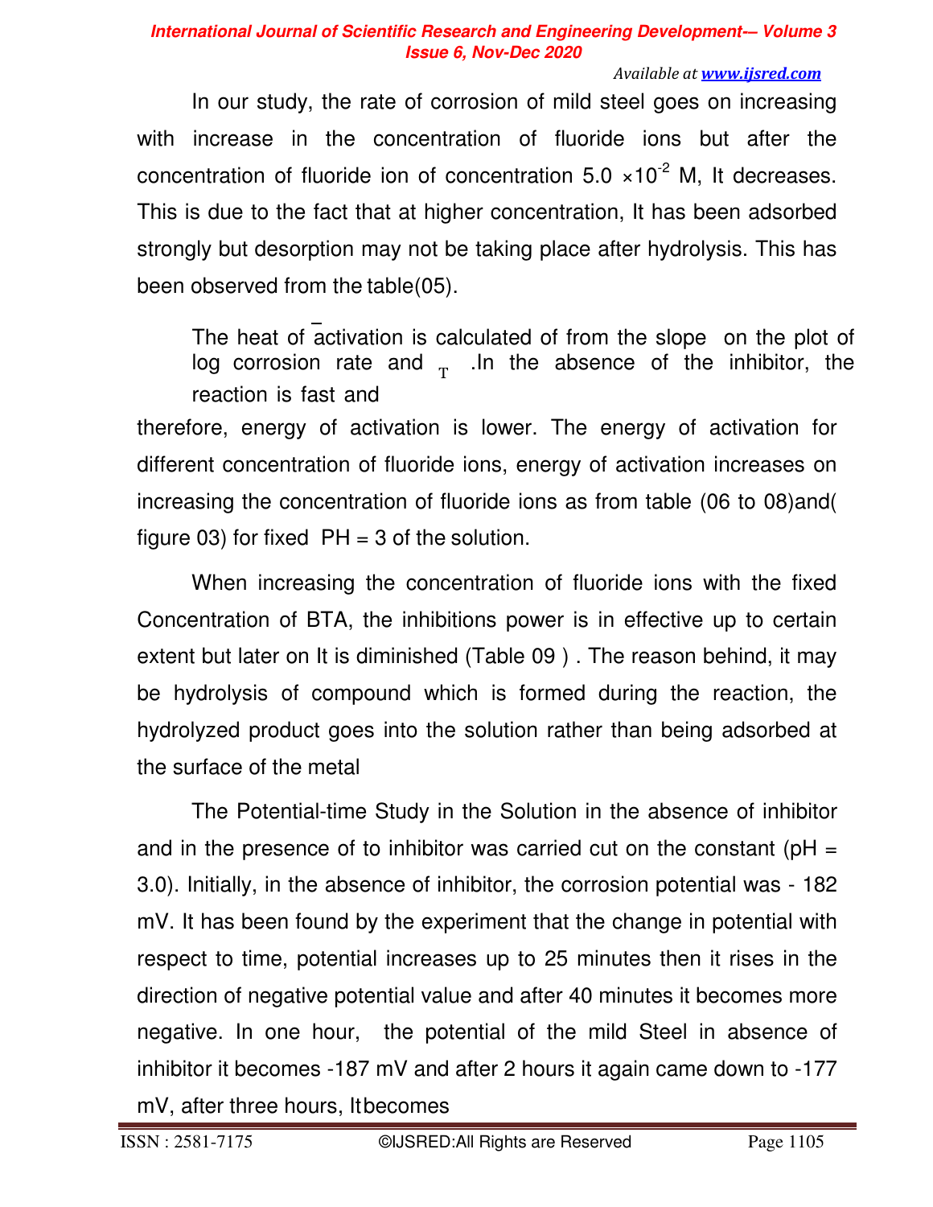In our study, the rate of corrosion of mild steel goes on increasing with increase in the concentration of fluoride ions but after the concentration of fluoride ion of concentration $5.0 \times 10^{-2}$ M, It decreases. This is due to the fact that at higher concentration, It has been adsorbed strongly but desorption may not be taking place after hydrolysis. This has been observed from the table(05).

The heat of activation is calculated of from the slope on the plot of log corrosion rate and $\frac{1}{T}$ .In the absence of the inhibitor, the reaction is fast and therefore, energy of activation is lower. The energy of activation for different concentration of fluoride ions, energy of activation increases on increasing the concentration of fluoride ions as from table (06 to 08)and( figure 03) for fixed PH = 3 of the solution.

When increasing the concentration of fluoride ions with the fixed Concentration of BTA, the inhibitions power is in effective up to certain extent but later on It is diminished (Table 09 ) . The reason behind, it may be hydrolysis of compound which is formed during the reaction, the hydrolyzed product goes into the solution rather than being adsorbed at the surface of the metal

The Potential-time Study in the Solution in the absence of inhibitor and in the presence of to inhibitor was carried cut on the constant (pH = 3.0). Initially, in the absence of inhibitor, the corrosion potential was - 182 mV. It has been found by the experiment that the change in potential with respect to time, potential increases up to 25 minutes then it rises in the direction of negative potential value and after 40 minutes it becomes more negative. In one hour, the potential of the mild Steel in absence of inhibitor it becomes -187 mV and after 2 hours it again came down to -177 mV, after three hours, Itbecomes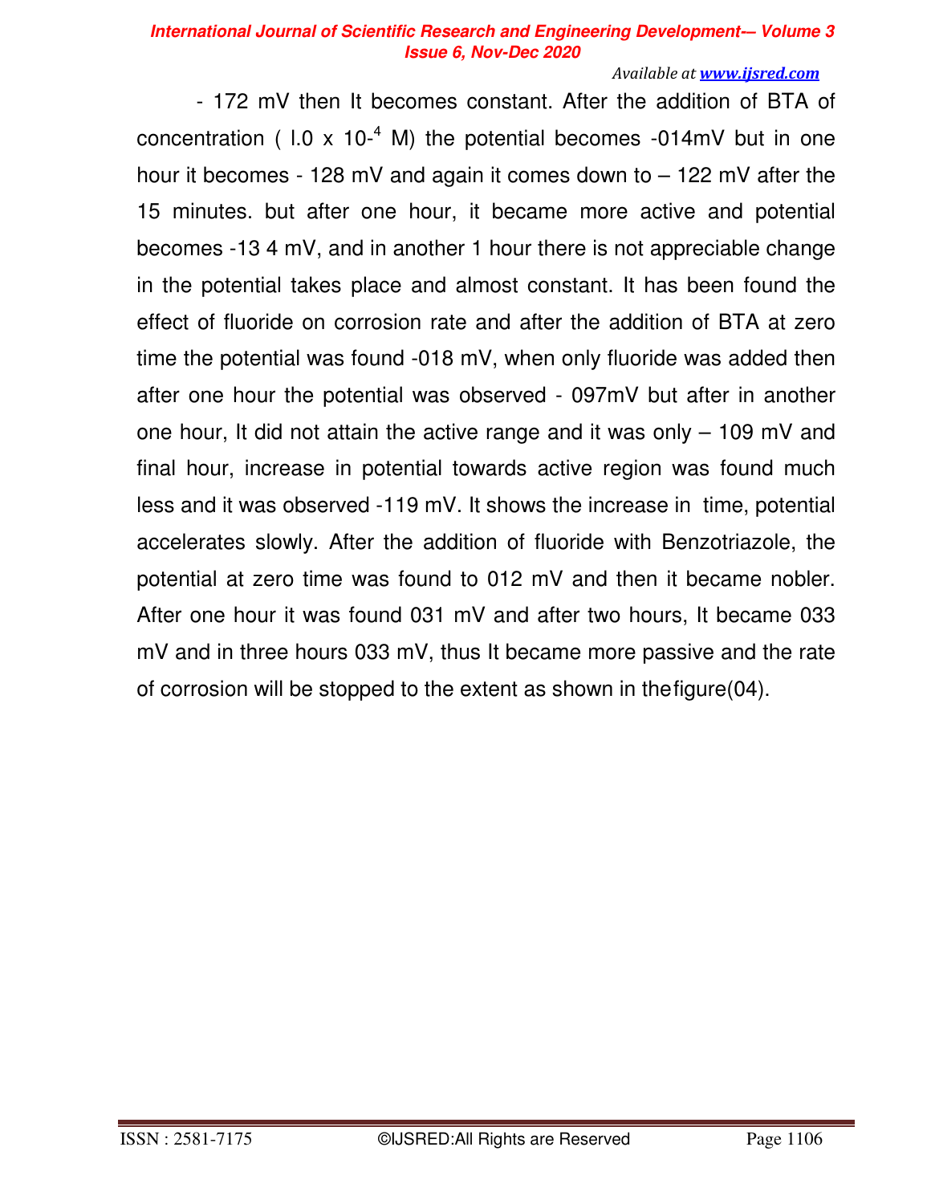- 172 mV then It becomes constant. After the addition of BTA of concentration ( l.0 x $10^{-4}$ M) the potential becomes -014mV but in one hour it becomes - 128 mV and again it comes down to – 122 mV after the 15 minutes. but after one hour, it became more active and potential becomes -13 4 mV, and in another 1 hour there is not appreciable change in the potential takes place and almost constant. It has been found the effect of fluoride on corrosion rate and after the addition of BTA at zero time the potential was found -018 mV, when only fluoride was added then after one hour the potential was observed - 097mV but after in another one hour, It did not attain the active range and it was only – 109 mV and final hour, increase in potential towards active region was found much less and it was observed -119 mV. It shows the increase in time, potential accelerates slowly. After the addition of fluoride with Benzotriazole, the potential at zero time was found to 012 mV and then it became nobler. After one hour it was found 031 mV and after two hours, It became 033 mV and in three hours 033 mV, thus It became more passive and the rate of corrosion will be stopped to the extent as shown in thefigure(04).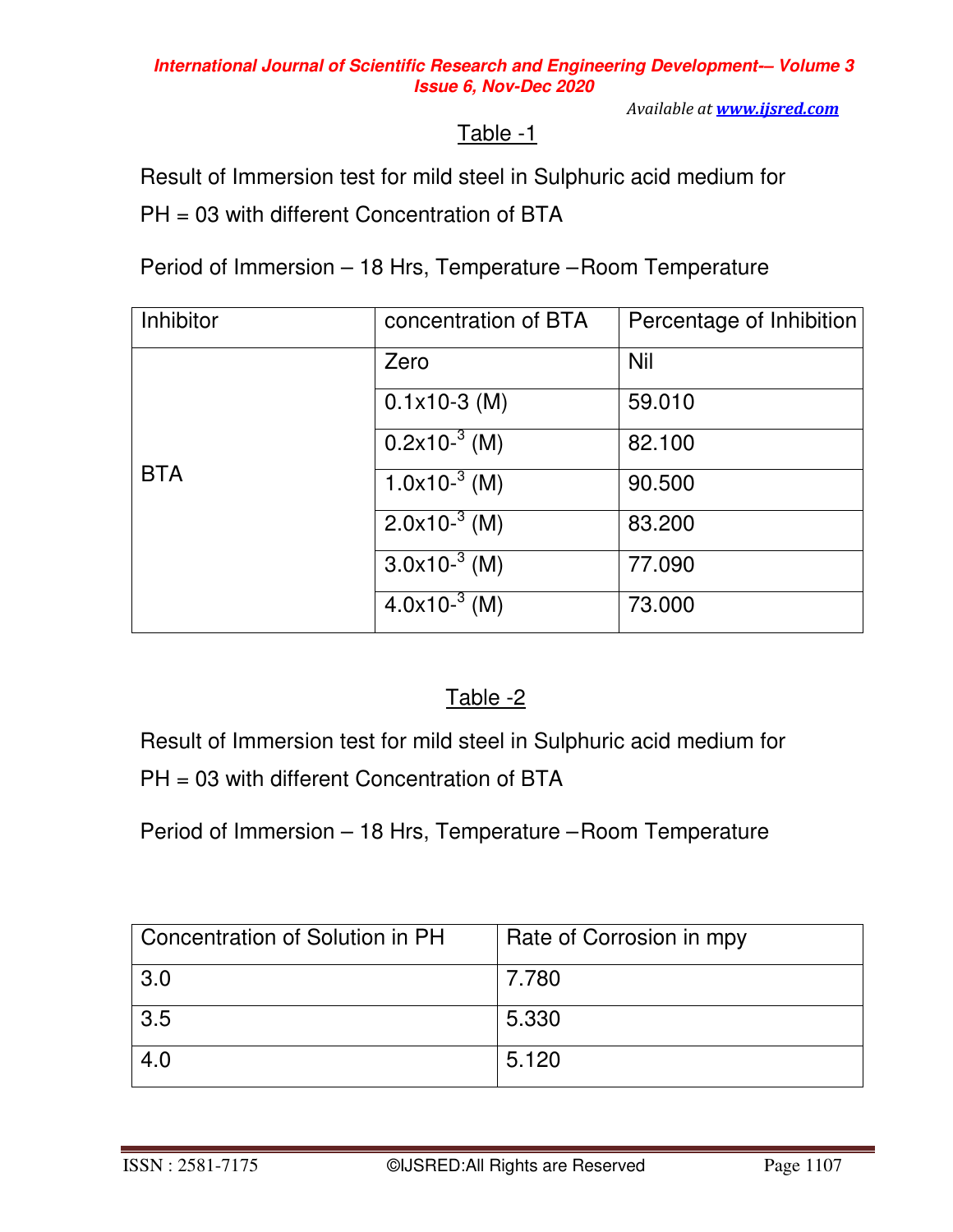Table -1

Result of Immersion test for mild steel in Sulphuric acid medium for PH = 03 with different Concentration of BTA

Period of Immersion – 18 Hrs, Temperature –Room Temperature

| Inhibitor | concentration of BTA | Percentage of Inhibition |
|---|---|---|
| BTA | Zero | Nil |
| | 0.1x10-3 (M) | 59.010 |
| | $0.2 \times 10^{-3}$ (M) | 82.100 |
| | $1.0 \times 10^{-3}$ (M) | 90.500 |
| | $2.0 \times 10^{-3}$ (M) | 83.200 |
| | $3.0 \times 10^{-3}$ (M) | 77.090 |
| | $4.0 \times 10^{-3}$ (M) | 73.000 |

Table -2

Result of Immersion test for mild steel in Sulphuric acid medium for PH = 03 with different Concentration of BTA

Period of Immersion – 18 Hrs, Temperature –Room Temperature

| Concentration of Solution in PH | Rate of Corrosion in mpy |
|---|---|
| 3.0 | 7.780 |
| 3.5 | 5.330 |
| 4.0 | 5.120 |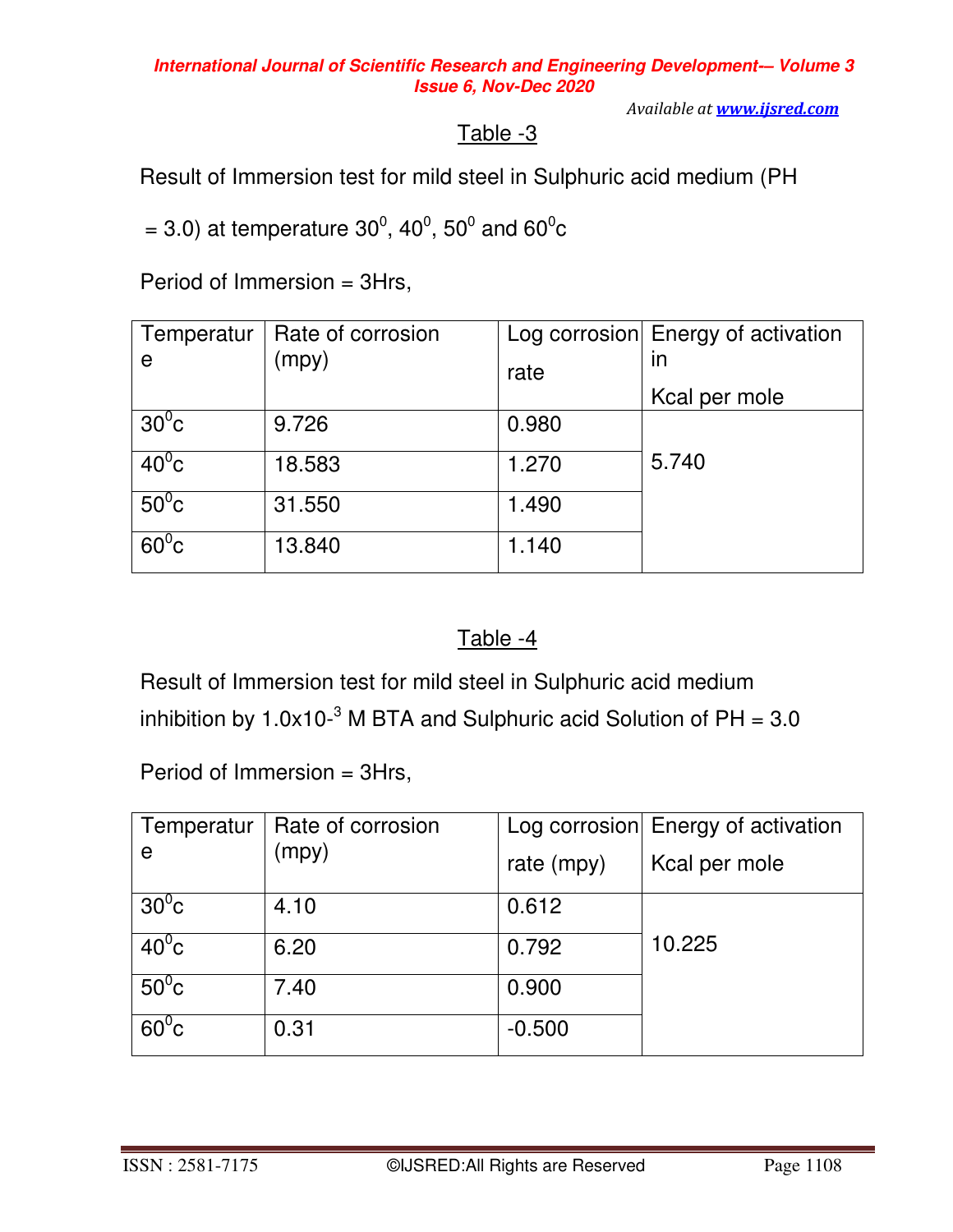Table -3

Result of Immersion test for mild steel in Sulphuric acid medium (PH = 3.0) at temperature $30^0$, $40^0$, $50^0$ and $60^0$c

Period of Immersion = 3Hrs,

| Temperature | Rate of corrosion (mpy) | Log corrosion rate | Energy of activation in Kcal per mole |
|---|---|---|---|
| $30^0$c | 9.726 | 0.980 | 5.740 |
| $40^0$c | 18.583 | 1.270 | |
| $50^0$c | 31.550 | 1.490 | |
| $60^0$c | 13.840 | 1.140 | |

Table -4

Result of Immersion test for mild steel in Sulphuric acid medium inhibition by $1.0 \times 10^{-3}$ M BTA and Sulphuric acid Solution of PH = 3.0

Period of Immersion = 3Hrs,

| Temperature | Rate of corrosion (mpy) | Log corrosion rate (mpy) | Energy of activation Kcal per mole |
|---|---|---|---|
| $30^0$c | 4.10 | 0.612 | 10.225 |
| $40^0$c | 6.20 | 0.792 | |
| $50^0$c | 7.40 | 0.900 | |
| $60^0$c | 0.31 | -0.500 | |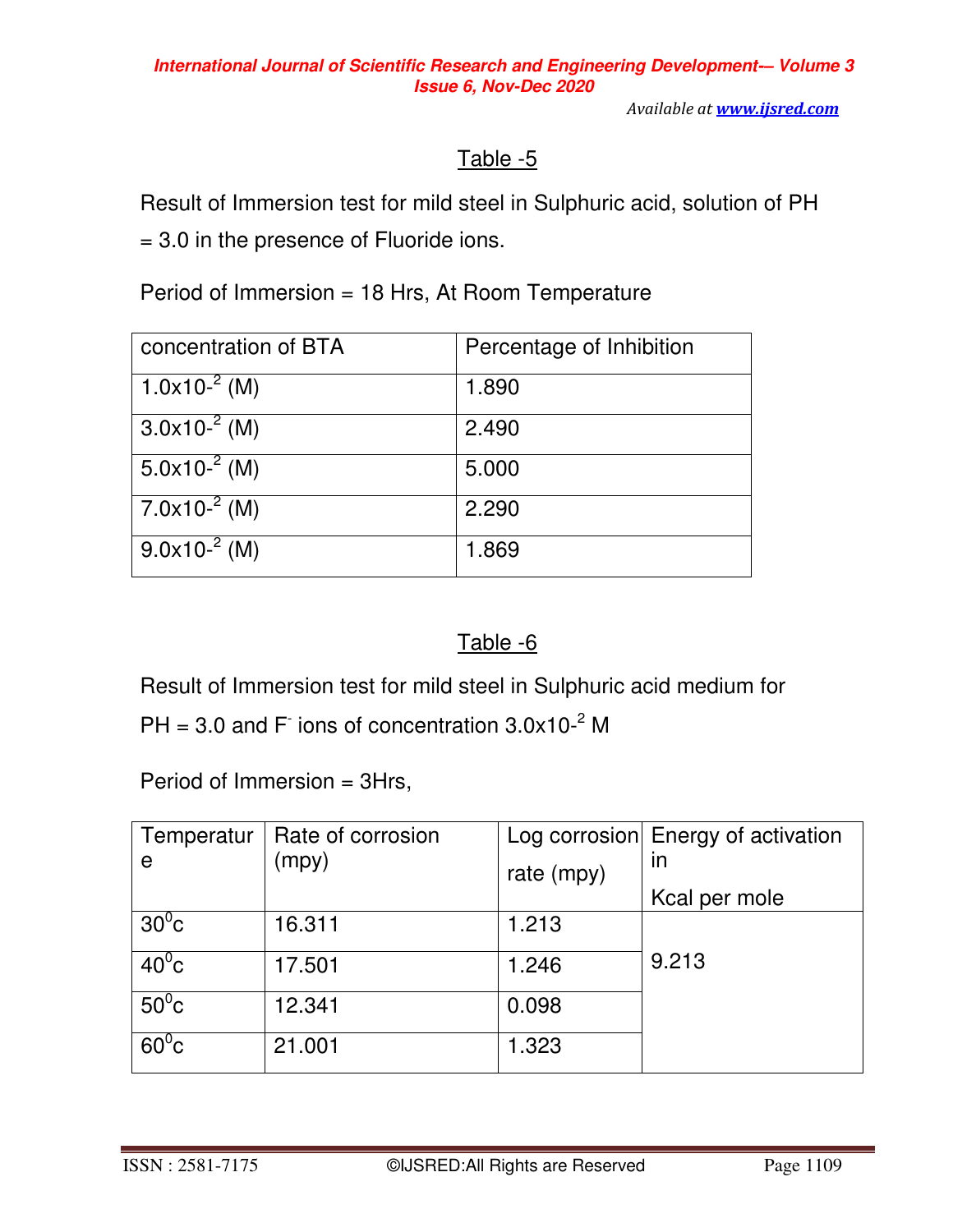## Table -5

Result of Immersion test for mild steel in Sulphuric acid, solution of PH = 3.0 in the presence of Fluoride ions.

Period of Immersion = 18 Hrs, At Room Temperature

| concentration of BTA | Percentage of Inhibition |
| --- | --- |
| $1.0 \times 10^{-2}$ (M) | 1.890 |
| $3.0 \times 10^{-2}$ (M) | 2.490 |
| $5.0 \times 10^{-2}$ (M) | 5.000 |
| $7.0 \times 10^{-2}$ (M) | 2.290 |
| $9.0 \times 10^{-2}$ (M) | 1.869 |

## Table -6

Result of Immersion test for mild steel in Sulphuric acid medium for PH = 3.0 and $F^-$ ions of concentration $3.0 \times 10^{-2}$ M

Period of Immersion = 3Hrs,

| Temperature | Rate of corrosion (mpy) | Log corrosion rate (mpy) | Energy of activation in Kcal per mole |
| --- | --- | --- | --- |
| $30^0$c | 16.311 | 1.213 | 9.213 |
| $40^0$c | 17.501 | 1.246 | |
| $50^0$c | 12.341 | 0.098 | |
| $60^0$c | 21.001 | 1.323 | |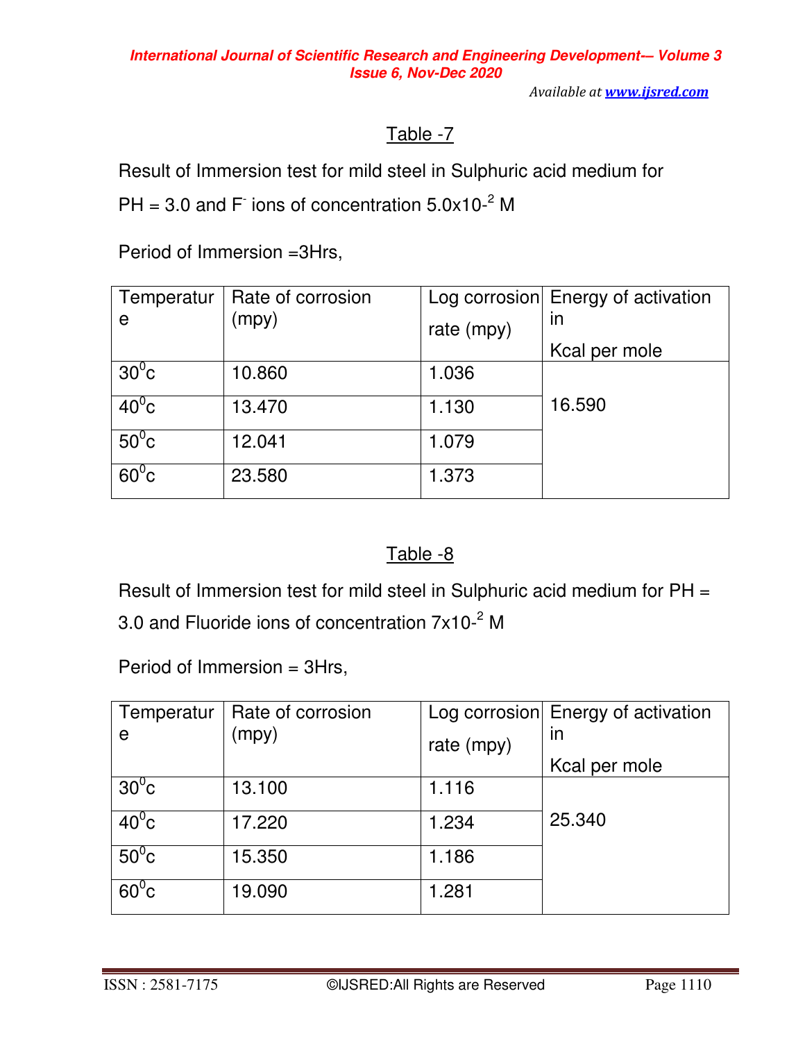Table -7

Result of Immersion test for mild steel in Sulphuric acid medium for PH = 3.0 and $F^-$ ions of concentration 5.0x10-$^{2}$ M

Period of Immersion =3Hrs,

| Temperature | Rate of corrosion (mpy) | Log corrosion rate (mpy) | Energy of activation in Kcal per mole |
|---|---|---|---|
| $30^0$c | 10.860 | 1.036 | 16.590 |
| $40^0$c | 13.470 | 1.130 | |
| $50^0$c | 12.041 | 1.079 | |
| $60^0$c | 23.580 | 1.373 | |

Table -8

Result of Immersion test for mild steel in Sulphuric acid medium for PH = 3.0 and Fluoride ions of concentration 7x10-$^{2}$ M

Period of Immersion = 3Hrs,

| Temperature | Rate of corrosion (mpy) | Log corrosion rate (mpy) | Energy of activation in Kcal per mole |
|---|---|---|---|
| $30^0$c | 13.100 | 1.116 | 25.340 |
| $40^0$c | 17.220 | 1.234 | |
| $50^0$c | 15.350 | 1.186 | |
| $60^0$c | 19.090 | 1.281 | |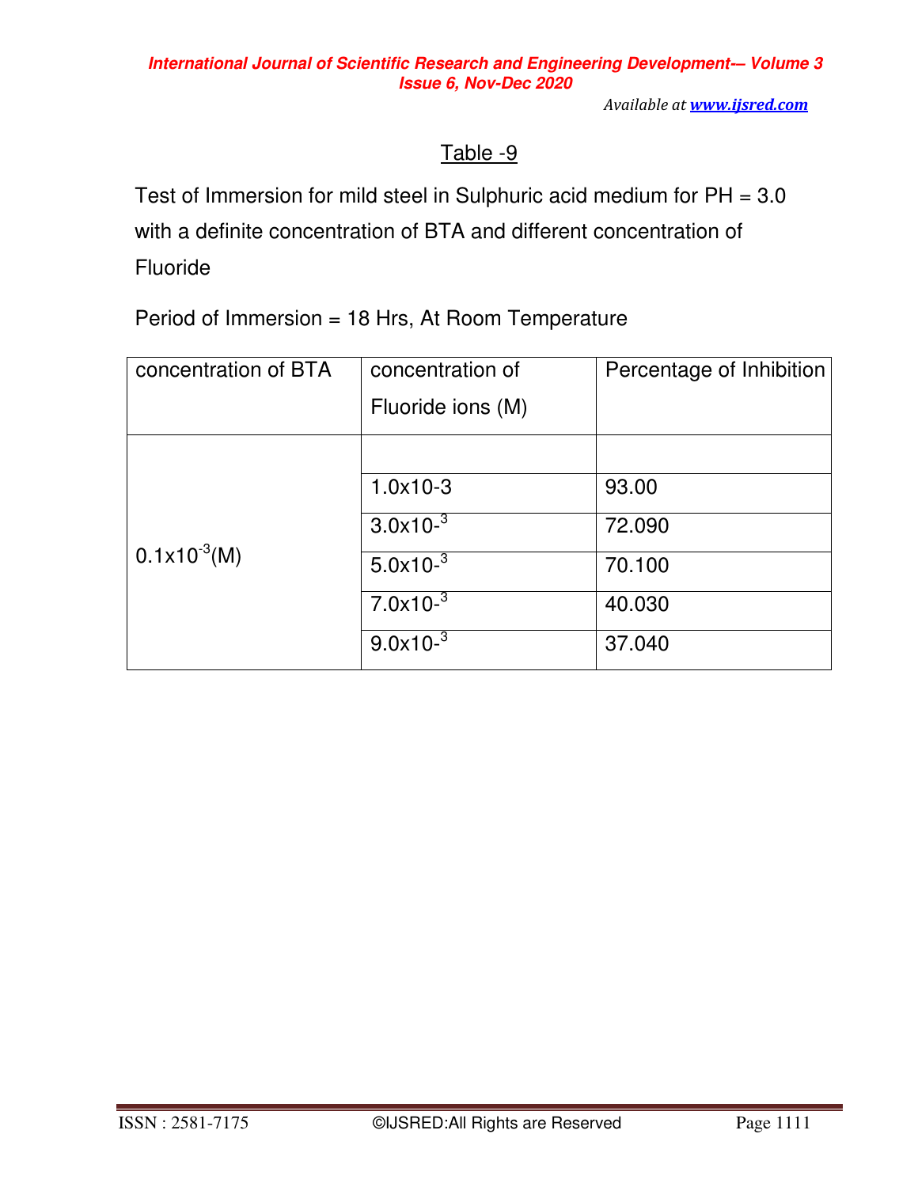## Table -9

Test of Immersion for mild steel in Sulphuric acid medium for PH = 3.0 with a definite concentration of BTA and different concentration of Fluoride

Period of Immersion = 18 Hrs, At Room Temperature

| concentration of BTA | concentration of Fluoride ions (M) | Percentage of Inhibition |
|---|---|---|
| | | |
| $0.1x10^{-3}$(M) | 1.0x10-3 | 93.00 |
| | $3.0x10^{-3}$ | 72.090 |
| | $5.0x10^{-3}$ | 70.100 |
| | $7.0x10^{-3}$ | 40.030 |
| | $9.0x10^{-3}$ | 37.040 |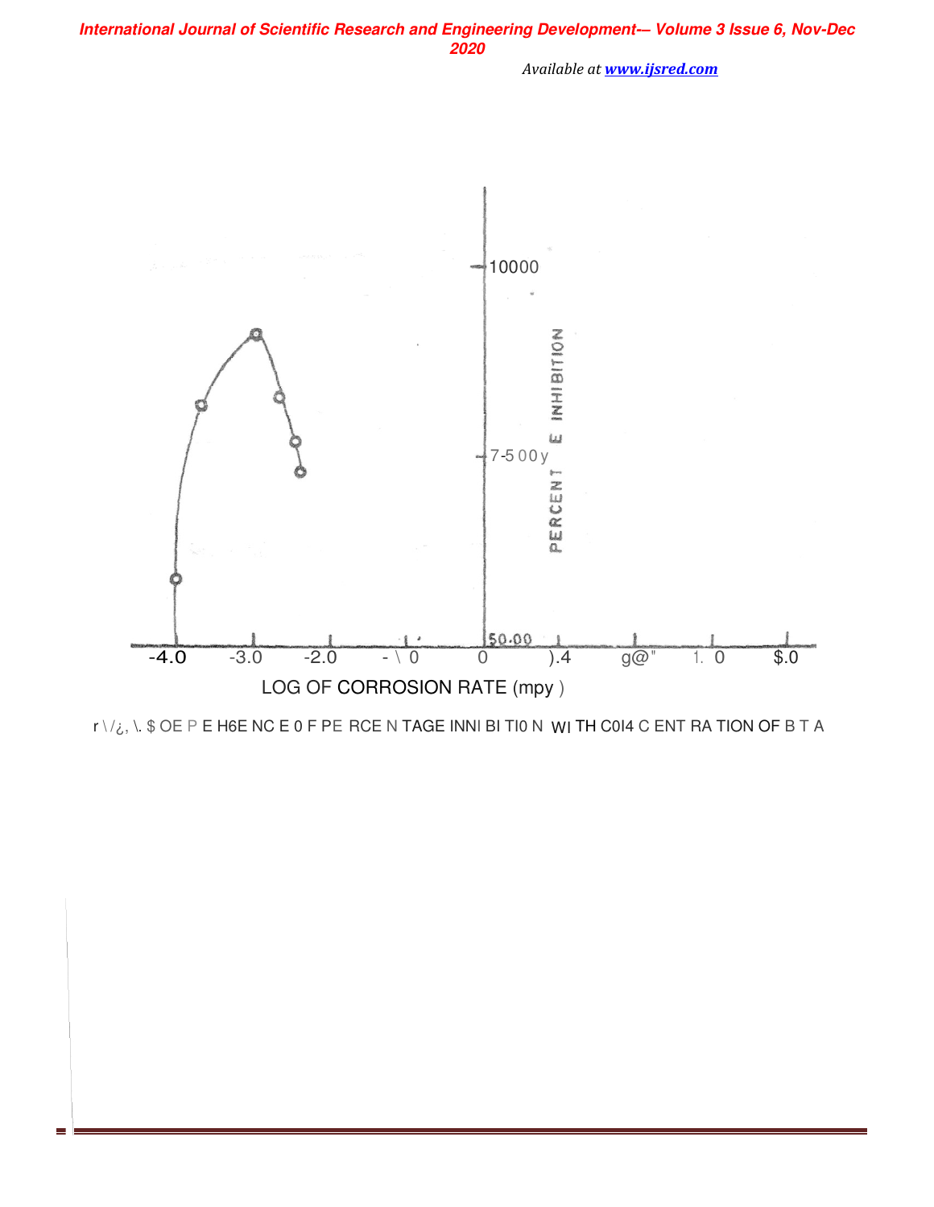10000

7-500y

PERCENT E INHIBITION

50.00

-4.0 -3.0 -2.0 - \ 0 0 ).4 g@" 1. 0 $.0

LOG OF CORROSION RATE (mpy )

r \ /¿, \. $ OE P E H6E NC E 0 F PE RCE N TAGE INNI BI TI0 N WI TH C0I4 C ENT RA TION OF B T A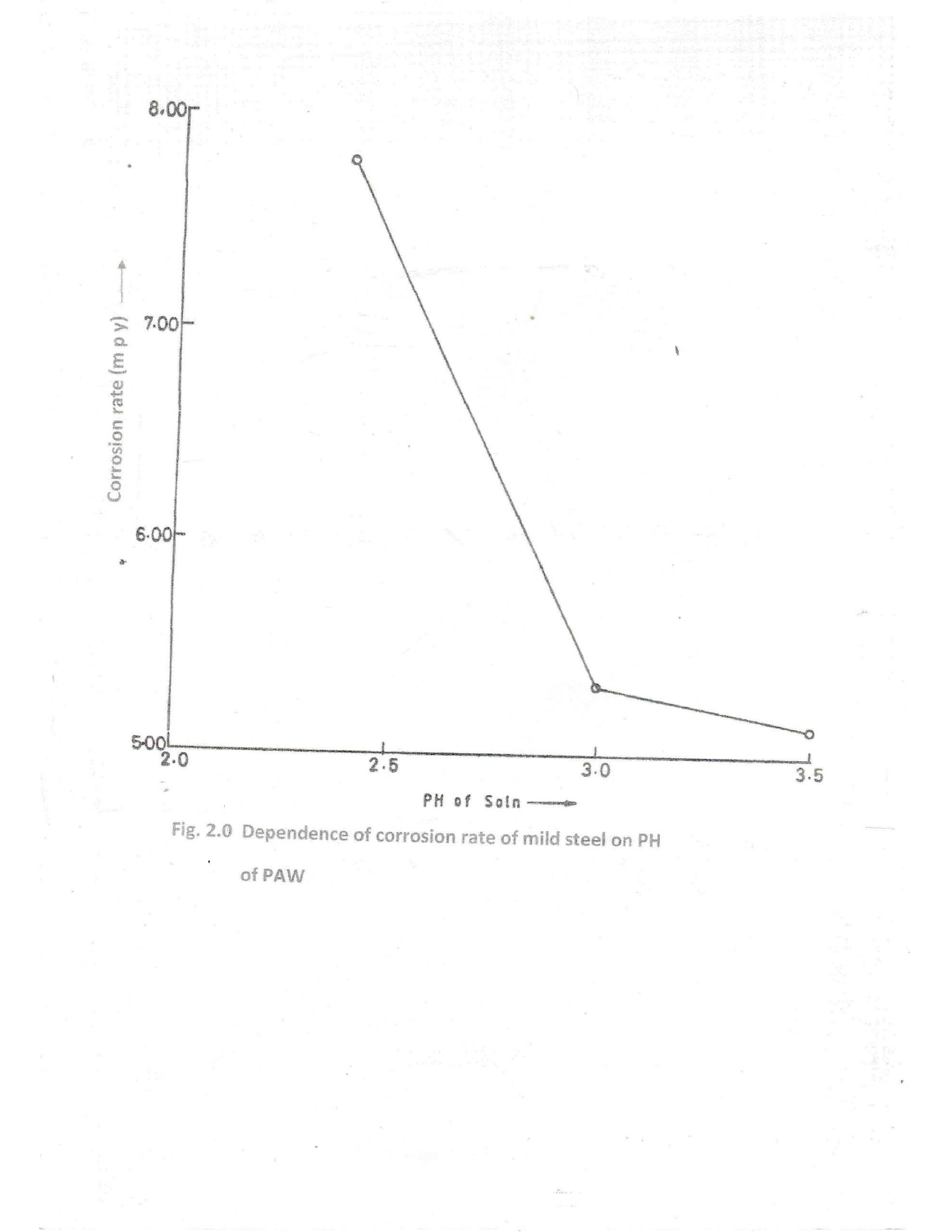Fig. 2.0 Dependence of corrosion rate of mild steel on PH of PAW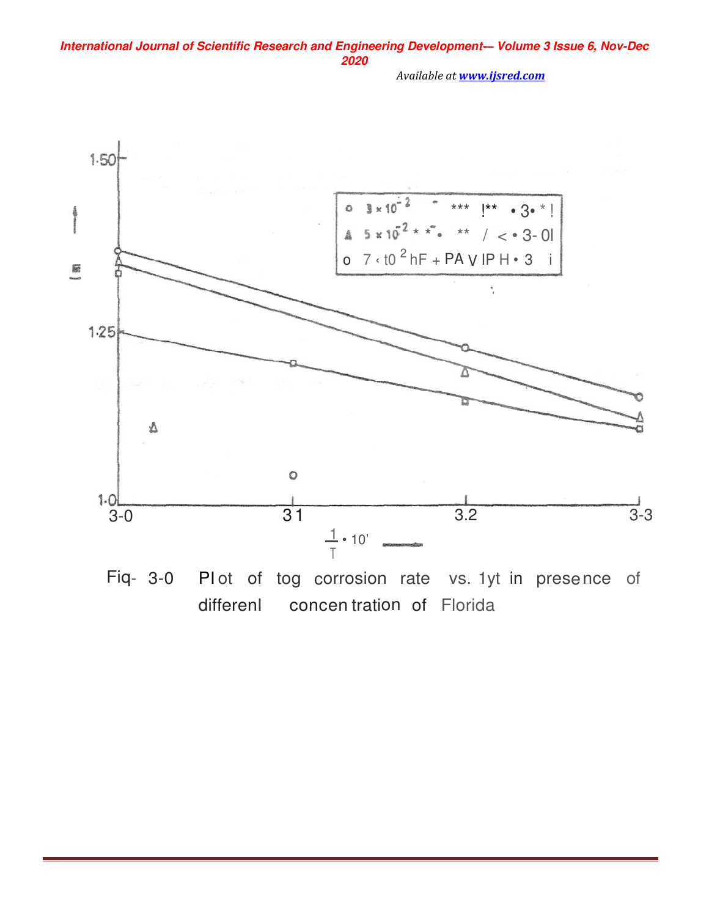1.50

1.25

1.0

3-0

3 1

3.2

3-3

$\frac{1}{T} \cdot 10'$

o $3 \times 10^{-2}$ *** !** • 3• * !

▲ $5 \times 10^{-2}$ * *. ** / < • 3- 0l

o 7 ‹ t0 $^{2}$hF + PA V IP H • 3 i

Fiq- 3-0 Plot of tog corrosion rate vs. 1yt in presence of differenl concentration of Florida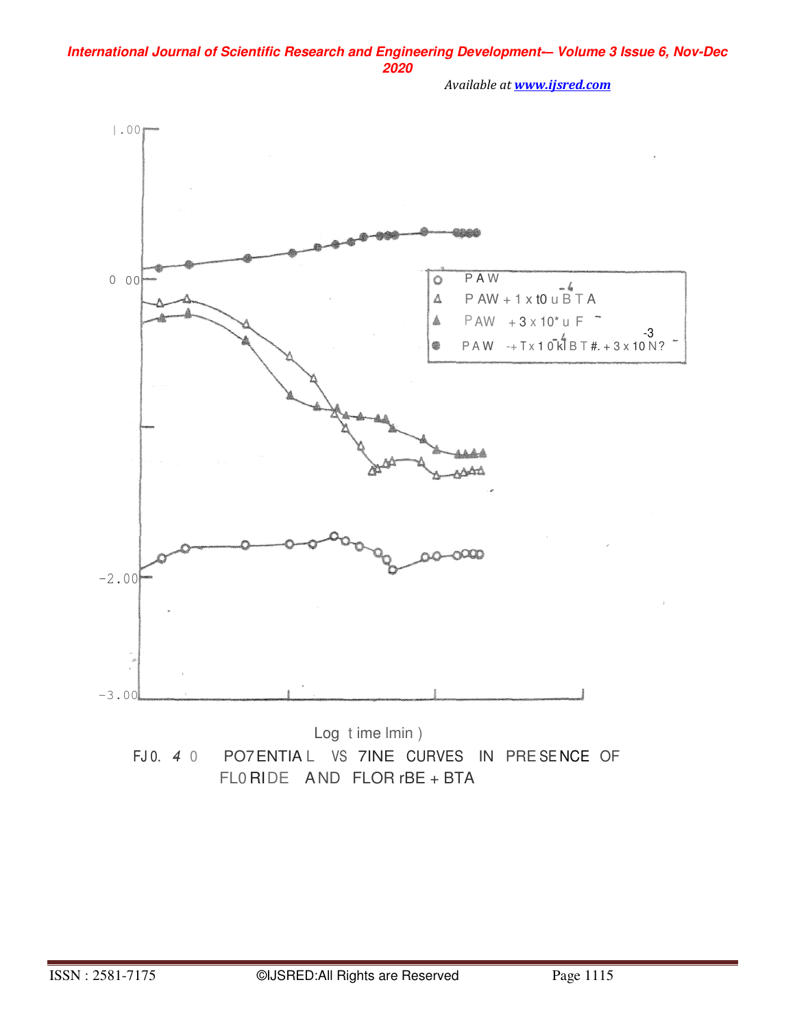1.00

0.00

-2.00

-3.00

PAW

PAW + 1 x t0 u BTA

PAW + 3 x 10* u F

PAW -+ T x 10 kl BT #. + 3 x 10 N?

Log time lmin )

FJ0. 4 0 PO7ENTIAL VS 7INE CURVES IN PRESENCE OF FL0RIDE AND FLOR rBE + BTA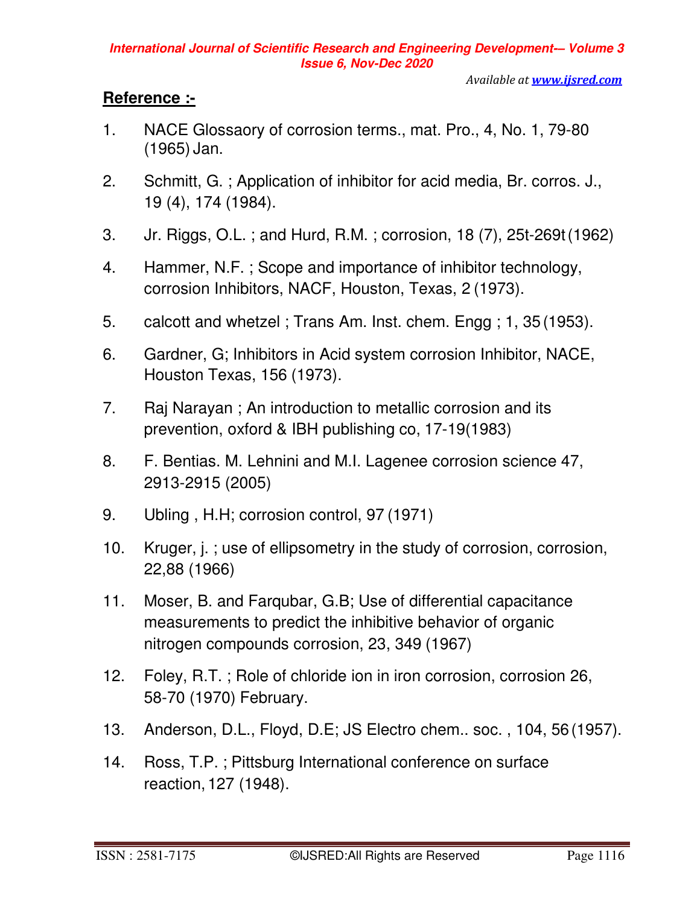## Reference :-

1. NACE Glossaory of corrosion terms., mat. Pro., 4, No. 1, 79-80 (1965) Jan.
2. Schmitt, G. ; Application of inhibitor for acid media, Br. corros. J., 19 (4), 174 (1984).
3. Jr. Riggs, O.L. ; and Hurd, R.M. ; corrosion, 18 (7), 25t-269t (1962)
4. Hammer, N.F. ; Scope and importance of inhibitor technology, corrosion Inhibitors, NACF, Houston, Texas, 2 (1973).
5. calcott and whetzel ; Trans Am. Inst. chem. Engg ; 1, 35 (1953).
6. Gardner, G; Inhibitors in Acid system corrosion Inhibitor, NACE, Houston Texas, 156 (1973).
7. Raj Narayan ; An introduction to metallic corrosion and its prevention, oxford & IBH publishing co, 17-19(1983)
8. F. Bentias. M. Lehnini and M.I. Lagenee corrosion science 47, 2913-2915 (2005)
9. Ubling , H.H; corrosion control, 97 (1971)
10. Kruger, j. ; use of ellipsometry in the study of corrosion, corrosion, 22,88 (1966)
11. Moser, B. and Farqubar, G.B; Use of differential capacitance measurements to predict the inhibitive behavior of organic nitrogen compounds corrosion, 23, 349 (1967)
12. Foley, R.T. ; Role of chloride ion in iron corrosion, corrosion 26, 58-70 (1970) February.
13. Anderson, D.L., Floyd, D.E; JS Electro chem.. soc. , 104, 56 (1957).
14. Ross, T.P. ; Pittsburg International conference on surface reaction, 127 (1948).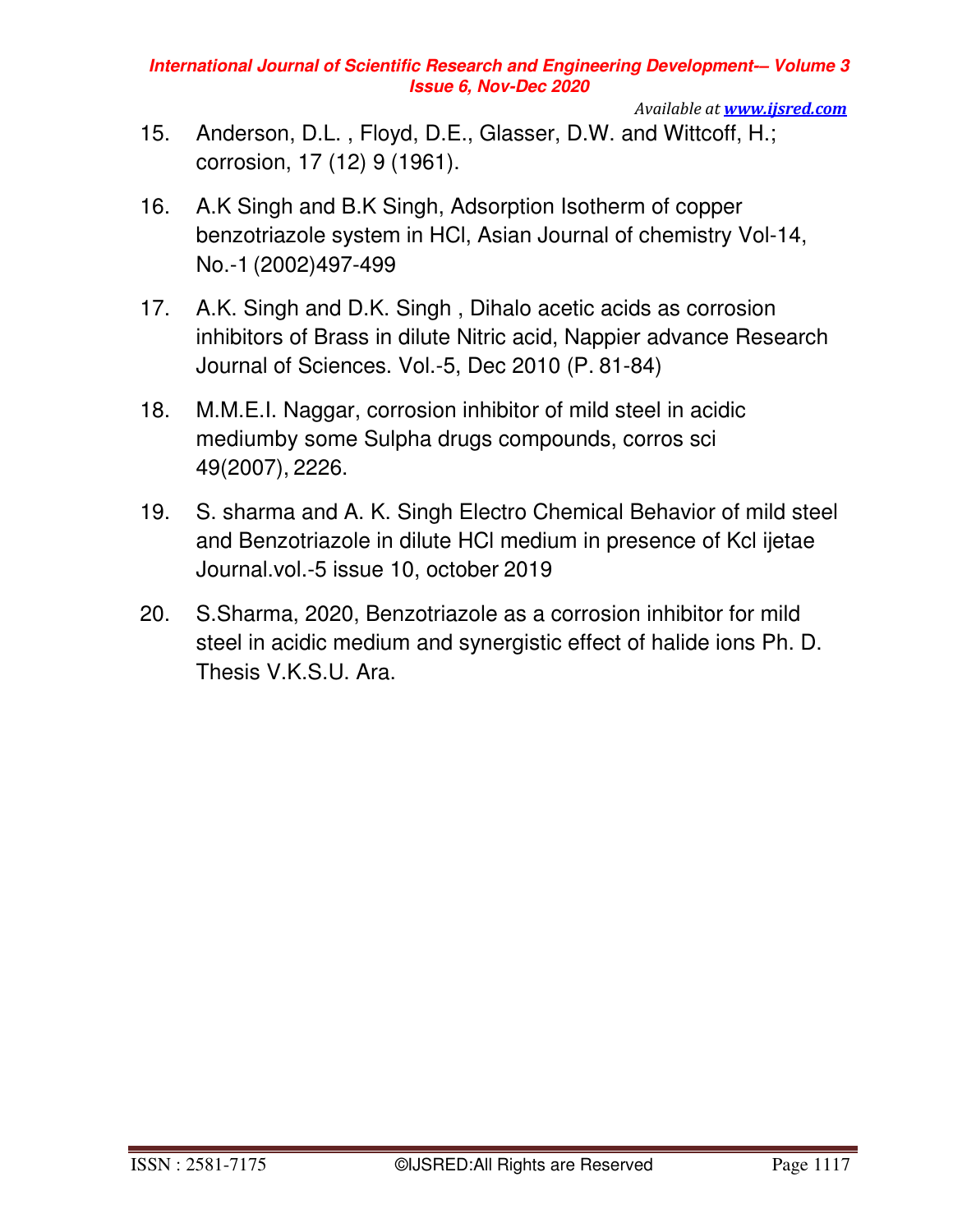15. Anderson, D.L. , Floyd, D.E., Glasser, D.W. and Wittcoff, H.; corrosion, 17 (12) 9 (1961).

16. A.K Singh and B.K Singh, Adsorption Isotherm of copper benzotriazole system in HCl, Asian Journal of chemistry Vol-14, No.-1 (2002)497-499

17. A.K. Singh and D.K. Singh , Dihalo acetic acids as corrosion inhibitors of Brass in dilute Nitric acid, Nappier advance Research Journal of Sciences. Vol.-5, Dec 2010 (P. 81-84)

18. M.M.E.I. Naggar, corrosion inhibitor of mild steel in acidic mediumby some Sulpha drugs compounds, corros sci 49(2007), 2226.

19. S. sharma and A. K. Singh Electro Chemical Behavior of mild steel and Benzotriazole in dilute HCl medium in presence of Kcl ijetae Journal.vol.-5 issue 10, october 2019

20. S.Sharma, 2020, Benzotriazole as a corrosion inhibitor for mild steel in acidic medium and synergistic effect of halide ions Ph. D. Thesis V.K.S.U. Ara.